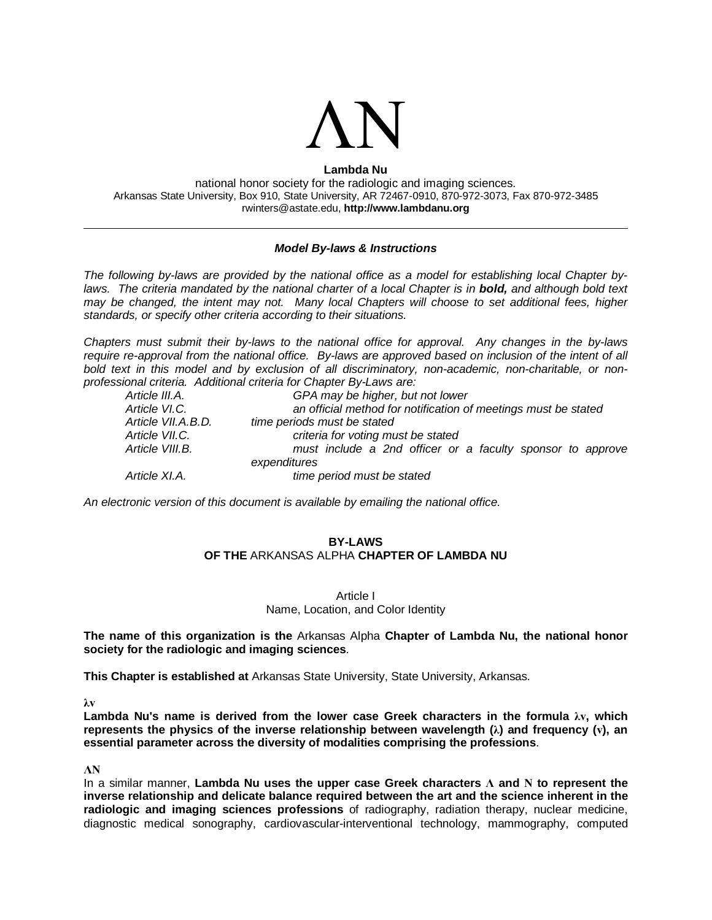# ΛΝ

**Lambda Nu**

national honor society for the radiologic and imaging sciences.
Arkansas State University, Box 910, State University, AR 72467-0910, 870-972-3073, Fax 870-972-3485
rwinters@astate.edu, **http://www.lambdanu.org**

---

***Model By-laws & Instructions***

*The following by-laws are provided by the national office as a model for establishing local Chapter by-laws. The criteria mandated by the national charter of a local Chapter is in **bold,** and although bold text may be changed, the intent may not. Many local Chapters will choose to set additional fees, higher standards, or specify other criteria according to their situations.*

*Chapters must submit their by-laws to the national office for approval. Any changes in the by-laws require re-approval from the national office. By-laws are approved based on inclusion of the intent of all bold text in this model and by exclusion of all discriminatory, non-academic, non-charitable, or non-professional criteria. Additional criteria for Chapter By-Laws are:*

| | |
|---|---|
| *Article III.A.* | *GPA may be higher, but not lower* |
| *Article VI.C.* | *an official method for notification of meetings must be stated* |
| *Article VII.A.B.D.* | *time periods must be stated* |
| *Article VII.C.* | *criteria for voting must be stated* |
| *Article VIII.B.* | *must include a 2nd officer or a faculty sponsor to approve expenditures* |
| *Article XI.A.* | *time period must be stated* |

*An electronic version of this document is available by emailing the national office.*

## BY-LAWS
## OF THE ARKANSAS ALPHA CHAPTER OF LAMBDA NU

### Article I
### Name, Location, and Color Identity

**The name of this organization is the** Arkansas Alpha **Chapter of Lambda Nu, the national honor society for the radiologic and imaging sciences**.

**This Chapter is established at** Arkansas State University, State University, Arkansas.

**λν**

**Lambda Nu's name is derived from the lower case Greek characters in the formula λν, which represents the physics of the inverse relationship between wavelength (λ) and frequency (ν), an essential parameter across the diversity of modalities comprising the professions**.

**ΛΝ**

In a similar manner, **Lambda Nu uses the upper case Greek characters Λ and Ν to represent the inverse relationship and delicate balance required between the art and the science inherent in the radiologic and imaging sciences professions** of radiography, radiation therapy, nuclear medicine, diagnostic medical sonography, cardiovascular-interventional technology, mammography, computed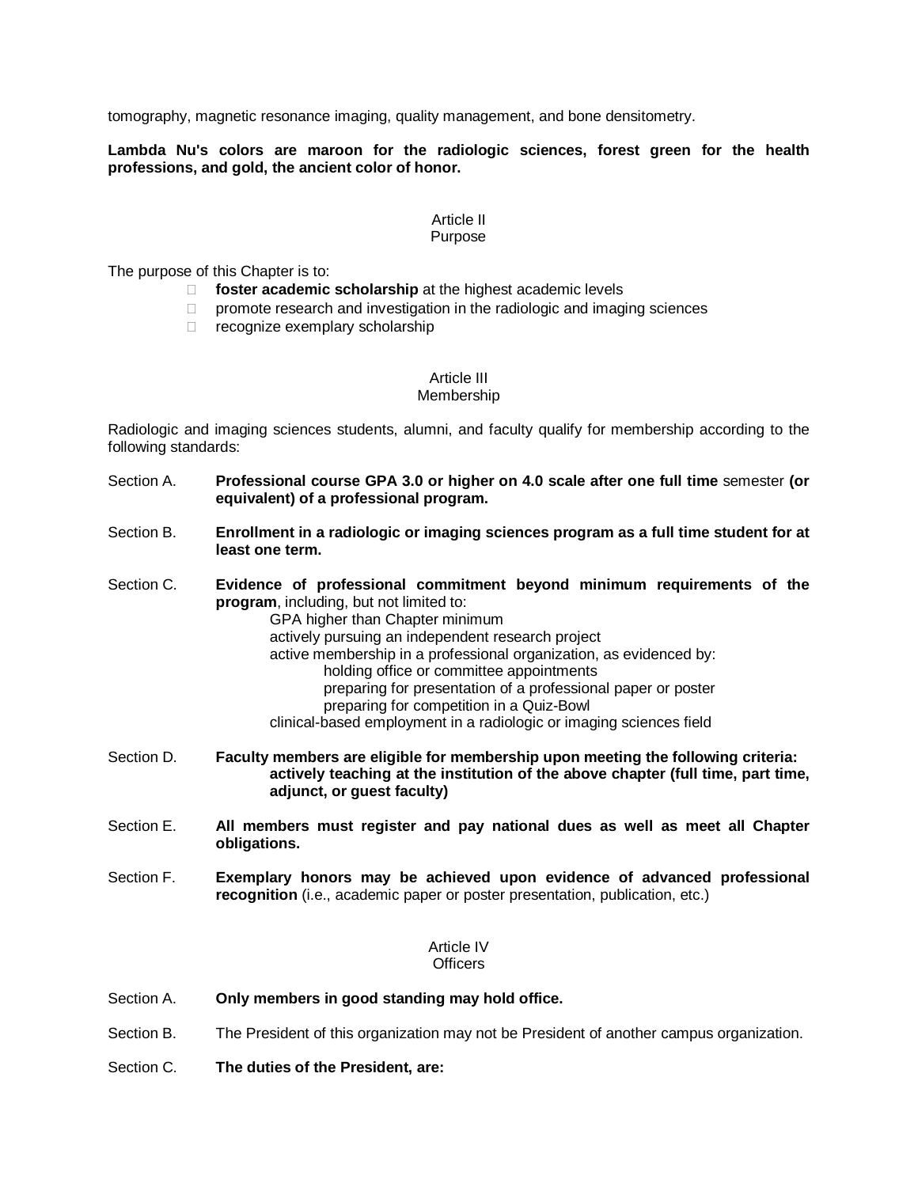tomography, magnetic resonance imaging, quality management, and bone densitometry.

**Lambda Nu's colors are maroon for the radiologic sciences, forest green for the health professions, and gold, the ancient color of honor.**

## Article II
## Purpose

The purpose of this Chapter is to:

- **foster academic scholarship** at the highest academic levels
- promote research and investigation in the radiologic and imaging sciences
- recognize exemplary scholarship

## Article III
## Membership

Radiologic and imaging sciences students, alumni, and faculty qualify for membership according to the following standards:

Section A. **Professional course GPA 3.0 or higher on 4.0 scale after one full time** semester **(or equivalent) of a professional program.**

Section B. **Enrollment in a radiologic or imaging sciences program as a full time student for at least one term.**

Section C. **Evidence of professional commitment beyond minimum requirements of the program**, including, but not limited to:

- GPA higher than Chapter minimum
- actively pursuing an independent research project
- active membership in a professional organization, as evidenced by:
  - holding office or committee appointments
  - preparing for presentation of a professional paper or poster
  - preparing for competition in a Quiz-Bowl
- clinical-based employment in a radiologic or imaging sciences field

Section D. **Faculty members are eligible for membership upon meeting the following criteria:**
**actively teaching at the institution of the above chapter (full time, part time, adjunct, or guest faculty)**

Section E. **All members must register and pay national dues as well as meet all Chapter obligations.**

Section F. **Exemplary honors may be achieved upon evidence of advanced professional recognition** (i.e., academic paper or poster presentation, publication, etc.)

## Article IV
## Officers

Section A. **Only members in good standing may hold office.**

Section B. The President of this organization may not be President of another campus organization.

Section C. **The duties of the President, are:**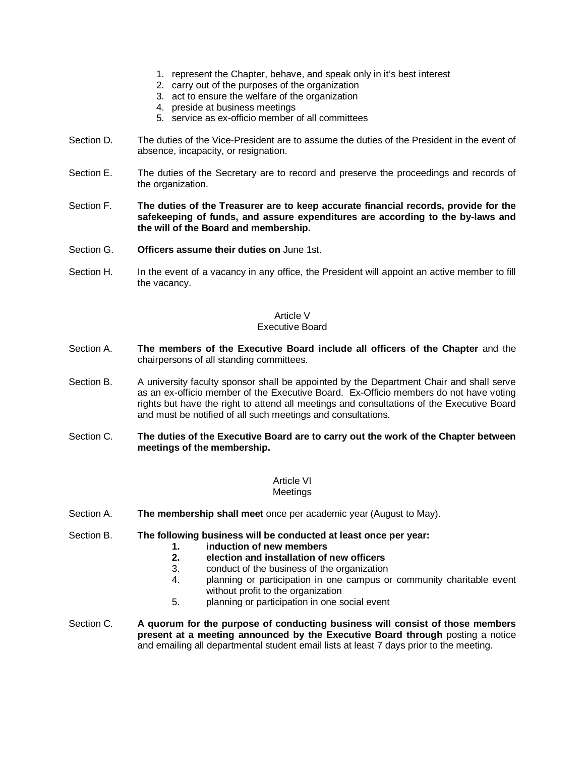1. represent the Chapter, behave, and speak only in it's best interest
2. carry out of the purposes of the organization
3. act to ensure the welfare of the organization
4. preside at business meetings
5. service as ex-officio member of all committees

Section D. The duties of the Vice-President are to assume the duties of the President in the event of absence, incapacity, or resignation.

Section E. The duties of the Secretary are to record and preserve the proceedings and records of the organization.

Section F. **The duties of the Treasurer are to keep accurate financial records, provide for the safekeeping of funds, and assure expenditures are according to the by-laws and the will of the Board and membership.**

Section G. **Officers assume their duties on** June 1st.

Section H. In the event of a vacancy in any office, the President will appoint an active member to fill the vacancy.

## Article V
## Executive Board

Section A. **The members of the Executive Board include all officers of the Chapter** and the chairpersons of all standing committees.

Section B. A university faculty sponsor shall be appointed by the Department Chair and shall serve as an ex-officio member of the Executive Board. Ex-Officio members do not have voting rights but have the right to attend all meetings and consultations of the Executive Board and must be notified of all such meetings and consultations.

Section C. **The duties of the Executive Board are to carry out the work of the Chapter between meetings of the membership.**

## Article VI
## Meetings

Section A. **The membership shall meet** once per academic year (August to May).

Section B. **The following business will be conducted at least once per year:**

1. **induction of new members**
2. **election and installation of new officers**
3. conduct of the business of the organization
4. planning or participation in one campus or community charitable event without profit to the organization
5. planning or participation in one social event

Section C. **A quorum for the purpose of conducting business will consist of those members present at a meeting announced by the Executive Board through** posting a notice and emailing all departmental student email lists at least 7 days prior to the meeting.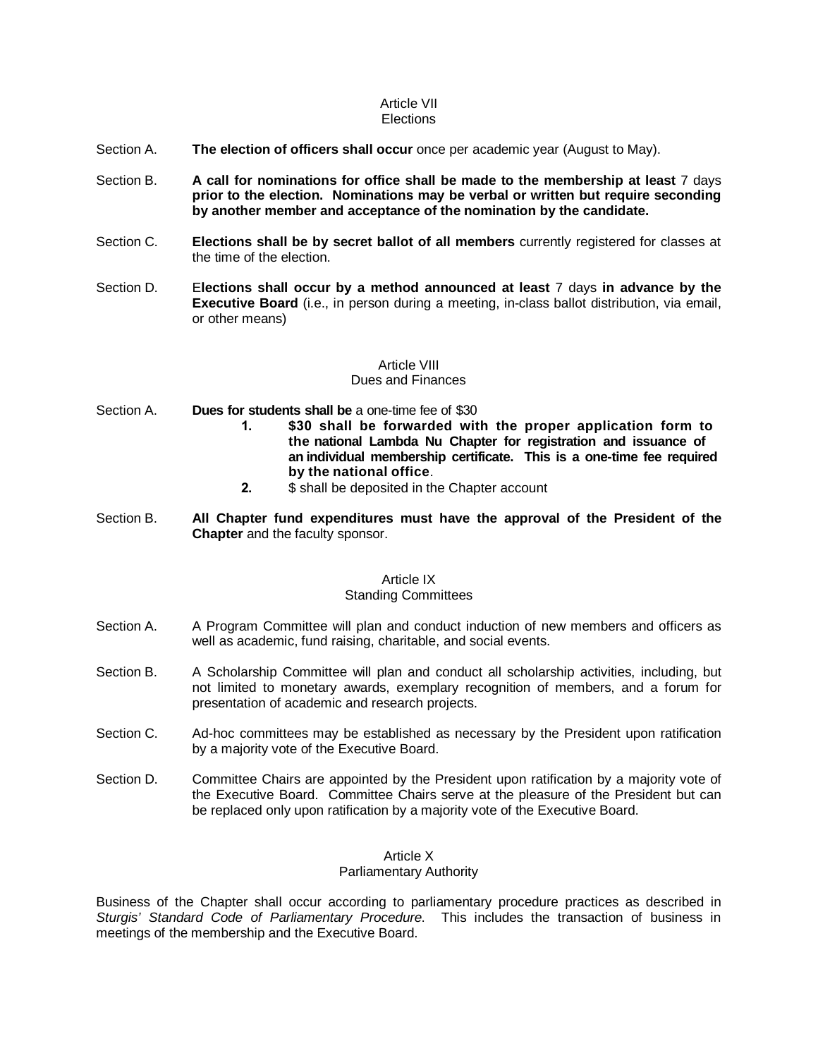## Article VII
## Elections

Section A. **The election of officers shall occur** once per academic year (August to May).

Section B. **A call for nominations for office shall be made to the membership at least** 7 days **prior to the election. Nominations may be verbal or written but require seconding by another member and acceptance of the nomination by the candidate.**

Section C. **Elections shall be by secret ballot of all members** currently registered for classes at the time of the election.

Section D. E**lections shall occur by a method announced at least** 7 days **in advance by the Executive Board** (i.e., in person during a meeting, in-class ballot distribution, via email, or other means)

## Article VIII
## Dues and Finances

Section A. **Dues for students shall be** a one-time fee of $30

1. **$30 shall be forwarded with the proper application form to the national Lambda Nu Chapter for registration and issuance of an individual membership certificate. This is a one-time fee required by the national office**.
2. $ shall be deposited in the Chapter account

Section B. **All Chapter fund expenditures must have the approval of the President of the Chapter** and the faculty sponsor.

## Article IX
## Standing Committees

Section A. A Program Committee will plan and conduct induction of new members and officers as well as academic, fund raising, charitable, and social events.

Section B. A Scholarship Committee will plan and conduct all scholarship activities, including, but not limited to monetary awards, exemplary recognition of members, and a forum for presentation of academic and research projects.

Section C. Ad-hoc committees may be established as necessary by the President upon ratification by a majority vote of the Executive Board.

Section D. Committee Chairs are appointed by the President upon ratification by a majority vote of the Executive Board. Committee Chairs serve at the pleasure of the President but can be replaced only upon ratification by a majority vote of the Executive Board.

## Article X
## Parliamentary Authority

Business of the Chapter shall occur according to parliamentary procedure practices as described in *Sturgis' Standard Code of Parliamentary Procedure.* This includes the transaction of business in meetings of the membership and the Executive Board.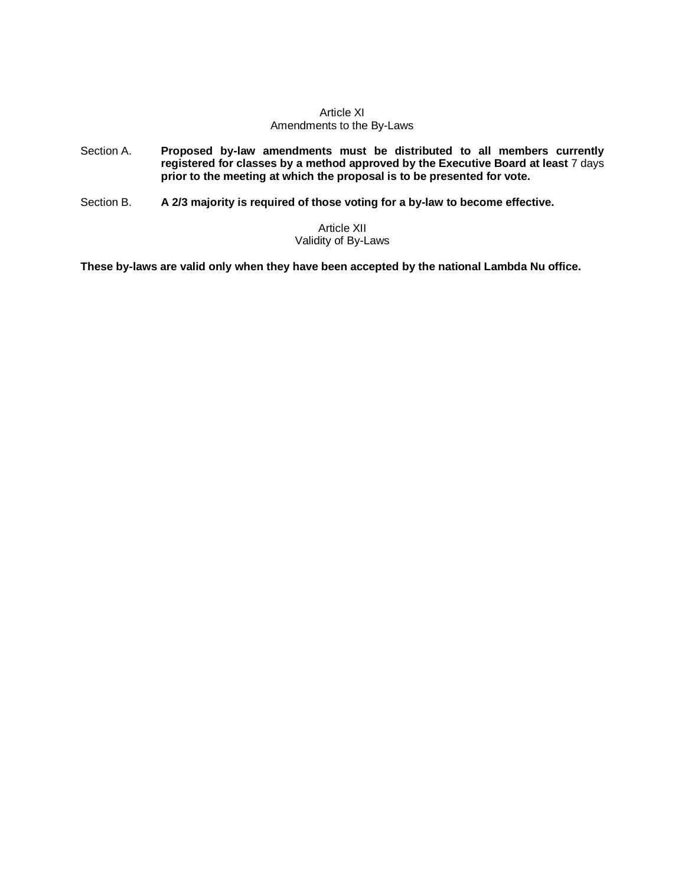## Article XI
## Amendments to the By-Laws

Section A. **Proposed by-law amendments must be distributed to all members currently registered for classes by a method approved by the Executive Board at least** 7 days **prior to the meeting at which the proposal is to be presented for vote.**

Section B. **A 2/3 majority is required of those voting for a by-law to become effective.**

## Article XII
## Validity of By-Laws

**These by-laws are valid only when they have been accepted by the national Lambda Nu office.**